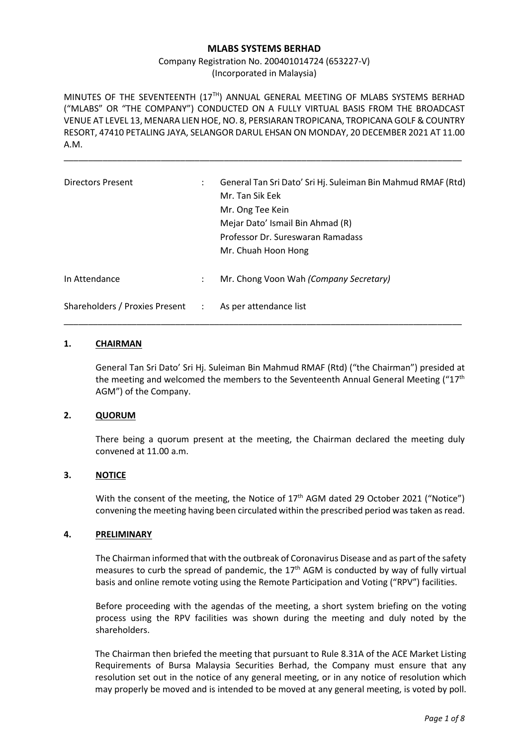# MLABS SYSTEMS BERHAD

Company Registration No. 200401014724 (653227-V)
(Incorporated in Malaysia)

MINUTES OF THE SEVENTEENTH (17TH) ANNUAL GENERAL MEETING OF MLABS SYSTEMS BERHAD ("MLABS" OR "THE COMPANY") CONDUCTED ON A FULLY VIRTUAL BASIS FROM THE BROADCAST VENUE AT LEVEL 13, MENARA LIEN HOE, NO. 8, PERSIARAN TROPICANA, TROPICANA GOLF & COUNTRY RESORT, 47410 PETALING JAYA, SELANGOR DARUL EHSAN ON MONDAY, 20 DECEMBER 2021 AT 11.00 A.M.

---

| | | |
|---|---|---|
| Directors Present | : | General Tan Sri Dato' Sri Hj. Suleiman Bin Mahmud RMAF (Rtd)<br>Mr. Tan Sik Eek<br>Mr. Ong Tee Kein<br>Mejar Dato' Ismail Bin Ahmad (R)<br>Professor Dr. Sureswaran Ramadass<br>Mr. Chuah Hoon Hong |
| In Attendance | : | Mr. Chong Voon Wah *(Company Secretary)* |
| Shareholders / Proxies Present | : | As per attendance list |

---

## 1. CHAIRMAN

General Tan Sri Dato' Sri Hj. Suleiman Bin Mahmud RMAF (Rtd) ("the Chairman") presided at the meeting and welcomed the members to the Seventeenth Annual General Meeting ("17th AGM") of the Company.

## 2. QUORUM

There being a quorum present at the meeting, the Chairman declared the meeting duly convened at 11.00 a.m.

## 3. NOTICE

With the consent of the meeting, the Notice of 17th AGM dated 29 October 2021 ("Notice") convening the meeting having been circulated within the prescribed period was taken as read.

## 4. PRELIMINARY

The Chairman informed that with the outbreak of Coronavirus Disease and as part of the safety measures to curb the spread of pandemic, the 17th AGM is conducted by way of fully virtual basis and online remote voting using the Remote Participation and Voting ("RPV") facilities.

Before proceeding with the agendas of the meeting, a short system briefing on the voting process using the RPV facilities was shown during the meeting and duly noted by the shareholders.

The Chairman then briefed the meeting that pursuant to Rule 8.31A of the ACE Market Listing Requirements of Bursa Malaysia Securities Berhad, the Company must ensure that any resolution set out in the notice of any general meeting, or in any notice of resolution which may properly be moved and is intended to be moved at any general meeting, is voted by poll.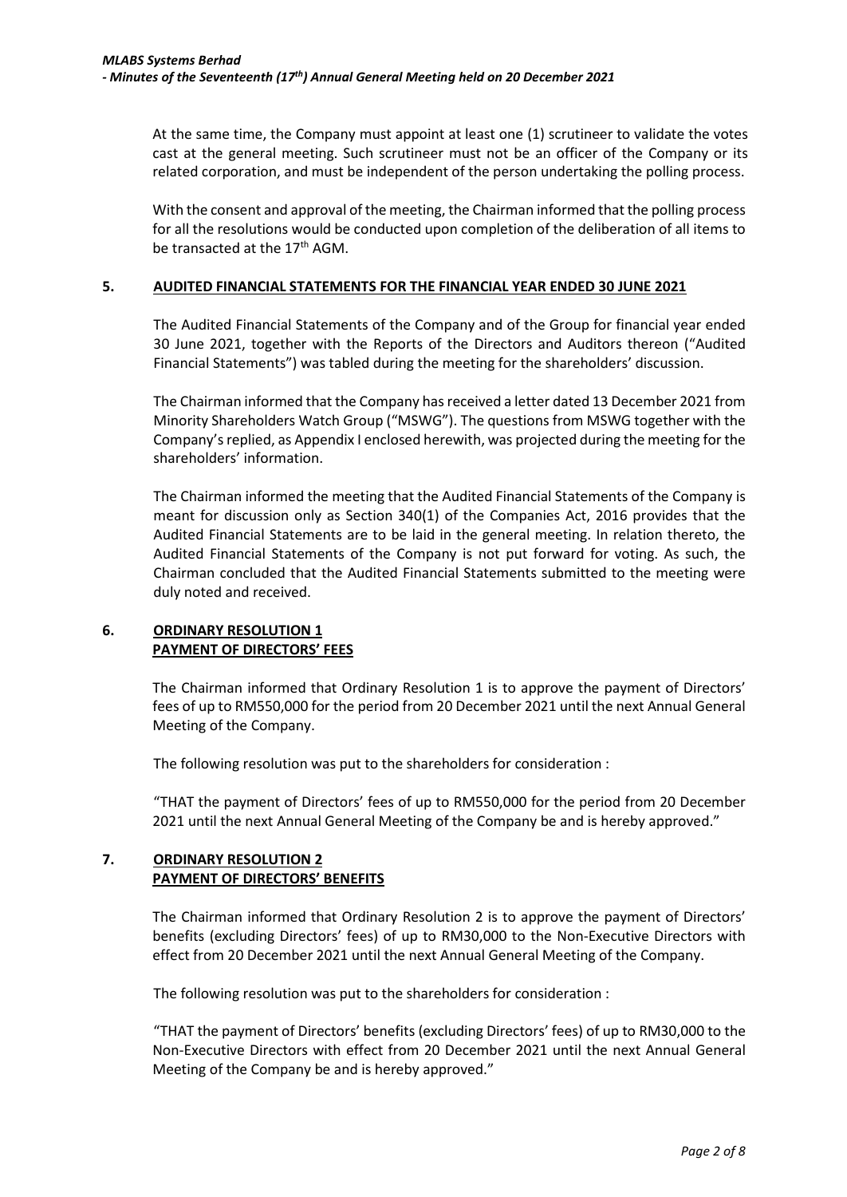At the same time, the Company must appoint at least one (1) scrutineer to validate the votes cast at the general meeting. Such scrutineer must not be an officer of the Company or its related corporation, and must be independent of the person undertaking the polling process.

With the consent and approval of the meeting, the Chairman informed that the polling process for all the resolutions would be conducted upon completion of the deliberation of all items to be transacted at the 17th AGM.

## 5. AUDITED FINANCIAL STATEMENTS FOR THE FINANCIAL YEAR ENDED 30 JUNE 2021

The Audited Financial Statements of the Company and of the Group for financial year ended 30 June 2021, together with the Reports of the Directors and Auditors thereon ("Audited Financial Statements") was tabled during the meeting for the shareholders' discussion.

The Chairman informed that the Company has received a letter dated 13 December 2021 from Minority Shareholders Watch Group ("MSWG"). The questions from MSWG together with the Company's replied, as Appendix I enclosed herewith, was projected during the meeting for the shareholders' information.

The Chairman informed the meeting that the Audited Financial Statements of the Company is meant for discussion only as Section 340(1) of the Companies Act, 2016 provides that the Audited Financial Statements are to be laid in the general meeting. In relation thereto, the Audited Financial Statements of the Company is not put forward for voting. As such, the Chairman concluded that the Audited Financial Statements submitted to the meeting were duly noted and received.

## 6. ORDINARY RESOLUTION 1
## PAYMENT OF DIRECTORS' FEES

The Chairman informed that Ordinary Resolution 1 is to approve the payment of Directors' fees of up to RM550,000 for the period from 20 December 2021 until the next Annual General Meeting of the Company.

The following resolution was put to the shareholders for consideration :

"THAT the payment of Directors' fees of up to RM550,000 for the period from 20 December 2021 until the next Annual General Meeting of the Company be and is hereby approved."

## 7. ORDINARY RESOLUTION 2
## PAYMENT OF DIRECTORS' BENEFITS

The Chairman informed that Ordinary Resolution 2 is to approve the payment of Directors' benefits (excluding Directors' fees) of up to RM30,000 to the Non-Executive Directors with effect from 20 December 2021 until the next Annual General Meeting of the Company.

The following resolution was put to the shareholders for consideration :

"THAT the payment of Directors' benefits (excluding Directors' fees) of up to RM30,000 to the Non-Executive Directors with effect from 20 December 2021 until the next Annual General Meeting of the Company be and is hereby approved."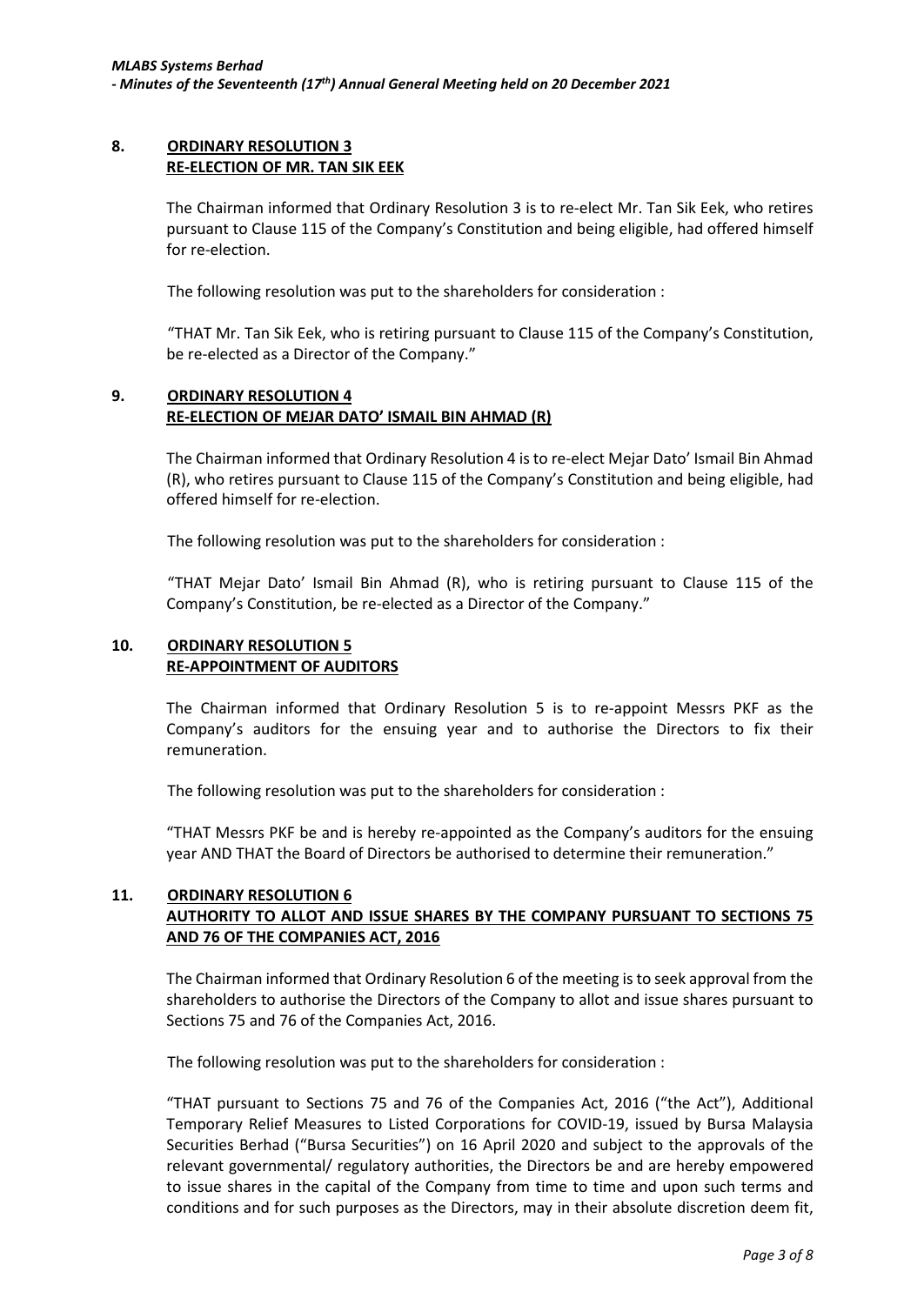## 8. ORDINARY RESOLUTION 3
**RE-ELECTION OF MR. TAN SIK EEK**

The Chairman informed that Ordinary Resolution 3 is to re-elect Mr. Tan Sik Eek, who retires pursuant to Clause 115 of the Company's Constitution and being eligible, had offered himself for re-election.

The following resolution was put to the shareholders for consideration :

"THAT Mr. Tan Sik Eek, who is retiring pursuant to Clause 115 of the Company's Constitution, be re-elected as a Director of the Company."

## 9. ORDINARY RESOLUTION 4
**RE-ELECTION OF MEJAR DATO' ISMAIL BIN AHMAD (R)**

The Chairman informed that Ordinary Resolution 4 is to re-elect Mejar Dato' Ismail Bin Ahmad (R), who retires pursuant to Clause 115 of the Company's Constitution and being eligible, had offered himself for re-election.

The following resolution was put to the shareholders for consideration :

"THAT Mejar Dato' Ismail Bin Ahmad (R), who is retiring pursuant to Clause 115 of the Company's Constitution, be re-elected as a Director of the Company."

## 10. ORDINARY RESOLUTION 5
**RE-APPOINTMENT OF AUDITORS**

The Chairman informed that Ordinary Resolution 5 is to re-appoint Messrs PKF as the Company's auditors for the ensuing year and to authorise the Directors to fix their remuneration.

The following resolution was put to the shareholders for consideration :

"THAT Messrs PKF be and is hereby re-appointed as the Company's auditors for the ensuing year AND THAT the Board of Directors be authorised to determine their remuneration."

## 11. ORDINARY RESOLUTION 6
**AUTHORITY TO ALLOT AND ISSUE SHARES BY THE COMPANY PURSUANT TO SECTIONS 75 AND 76 OF THE COMPANIES ACT, 2016**

The Chairman informed that Ordinary Resolution 6 of the meeting is to seek approval from the shareholders to authorise the Directors of the Company to allot and issue shares pursuant to Sections 75 and 76 of the Companies Act, 2016.

The following resolution was put to the shareholders for consideration :

"THAT pursuant to Sections 75 and 76 of the Companies Act, 2016 ("the Act"), Additional Temporary Relief Measures to Listed Corporations for COVID-19, issued by Bursa Malaysia Securities Berhad ("Bursa Securities") on 16 April 2020 and subject to the approvals of the relevant governmental/ regulatory authorities, the Directors be and are hereby empowered to issue shares in the capital of the Company from time to time and upon such terms and conditions and for such purposes as the Directors, may in their absolute discretion deem fit,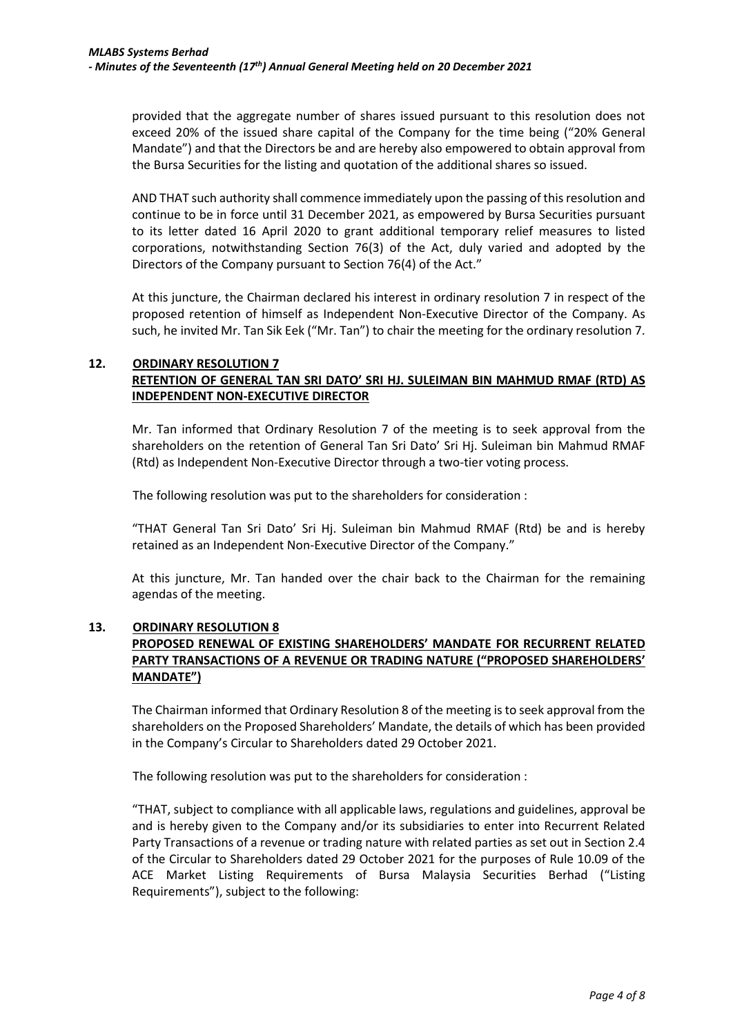provided that the aggregate number of shares issued pursuant to this resolution does not exceed 20% of the issued share capital of the Company for the time being ("20% General Mandate") and that the Directors be and are hereby also empowered to obtain approval from the Bursa Securities for the listing and quotation of the additional shares so issued.

AND THAT such authority shall commence immediately upon the passing of this resolution and continue to be in force until 31 December 2021, as empowered by Bursa Securities pursuant to its letter dated 16 April 2020 to grant additional temporary relief measures to listed corporations, notwithstanding Section 76(3) of the Act, duly varied and adopted by the Directors of the Company pursuant to Section 76(4) of the Act."

At this juncture, the Chairman declared his interest in ordinary resolution 7 in respect of the proposed retention of himself as Independent Non-Executive Director of the Company. As such, he invited Mr. Tan Sik Eek ("Mr. Tan") to chair the meeting for the ordinary resolution 7.

## 12. ORDINARY RESOLUTION 7
**RETENTION OF GENERAL TAN SRI DATO' SRI HJ. SULEIMAN BIN MAHMUD RMAF (RTD) AS INDEPENDENT NON-EXECUTIVE DIRECTOR**

Mr. Tan informed that Ordinary Resolution 7 of the meeting is to seek approval from the shareholders on the retention of General Tan Sri Dato' Sri Hj. Suleiman bin Mahmud RMAF (Rtd) as Independent Non-Executive Director through a two-tier voting process.

The following resolution was put to the shareholders for consideration :

"THAT General Tan Sri Dato' Sri Hj. Suleiman bin Mahmud RMAF (Rtd) be and is hereby retained as an Independent Non-Executive Director of the Company."

At this juncture, Mr. Tan handed over the chair back to the Chairman for the remaining agendas of the meeting.

## 13. ORDINARY RESOLUTION 8
**PROPOSED RENEWAL OF EXISTING SHAREHOLDERS' MANDATE FOR RECURRENT RELATED PARTY TRANSACTIONS OF A REVENUE OR TRADING NATURE ("PROPOSED SHAREHOLDERS' MANDATE")**

The Chairman informed that Ordinary Resolution 8 of the meeting is to seek approval from the shareholders on the Proposed Shareholders' Mandate, the details of which has been provided in the Company's Circular to Shareholders dated 29 October 2021.

The following resolution was put to the shareholders for consideration :

"THAT, subject to compliance with all applicable laws, regulations and guidelines, approval be and is hereby given to the Company and/or its subsidiaries to enter into Recurrent Related Party Transactions of a revenue or trading nature with related parties as set out in Section 2.4 of the Circular to Shareholders dated 29 October 2021 for the purposes of Rule 10.09 of the ACE Market Listing Requirements of Bursa Malaysia Securities Berhad ("Listing Requirements"), subject to the following: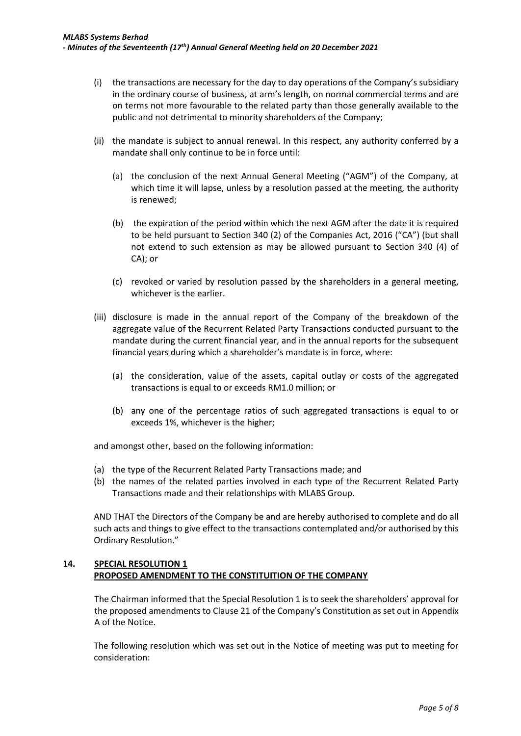(i) the transactions are necessary for the day to day operations of the Company's subsidiary in the ordinary course of business, at arm's length, on normal commercial terms and are on terms not more favourable to the related party than those generally available to the public and not detrimental to minority shareholders of the Company;

(ii) the mandate is subject to annual renewal. In this respect, any authority conferred by a mandate shall only continue to be in force until:

  (a) the conclusion of the next Annual General Meeting ("AGM") of the Company, at which time it will lapse, unless by a resolution passed at the meeting, the authority is renewed;

  (b) the expiration of the period within which the next AGM after the date it is required to be held pursuant to Section 340 (2) of the Companies Act, 2016 ("CA") (but shall not extend to such extension as may be allowed pursuant to Section 340 (4) of CA); or

  (c) revoked or varied by resolution passed by the shareholders in a general meeting, whichever is the earlier.

(iii) disclosure is made in the annual report of the Company of the breakdown of the aggregate value of the Recurrent Related Party Transactions conducted pursuant to the mandate during the current financial year, and in the annual reports for the subsequent financial years during which a shareholder's mandate is in force, where:

  (a) the consideration, value of the assets, capital outlay or costs of the aggregated transactions is equal to or exceeds RM1.0 million; or

  (b) any one of the percentage ratios of such aggregated transactions is equal to or exceeds 1%, whichever is the higher;

and amongst other, based on the following information:

(a) the type of the Recurrent Related Party Transactions made; and
(b) the names of the related parties involved in each type of the Recurrent Related Party Transactions made and their relationships with MLABS Group.

AND THAT the Directors of the Company be and are hereby authorised to complete and do all such acts and things to give effect to the transactions contemplated and/or authorised by this Ordinary Resolution."

## 14. SPECIAL RESOLUTION 1
## PROPOSED AMENDMENT TO THE CONSTITUITION OF THE COMPANY

The Chairman informed that the Special Resolution 1 is to seek the shareholders' approval for the proposed amendments to Clause 21 of the Company's Constitution as set out in Appendix A of the Notice.

The following resolution which was set out in the Notice of meeting was put to meeting for consideration: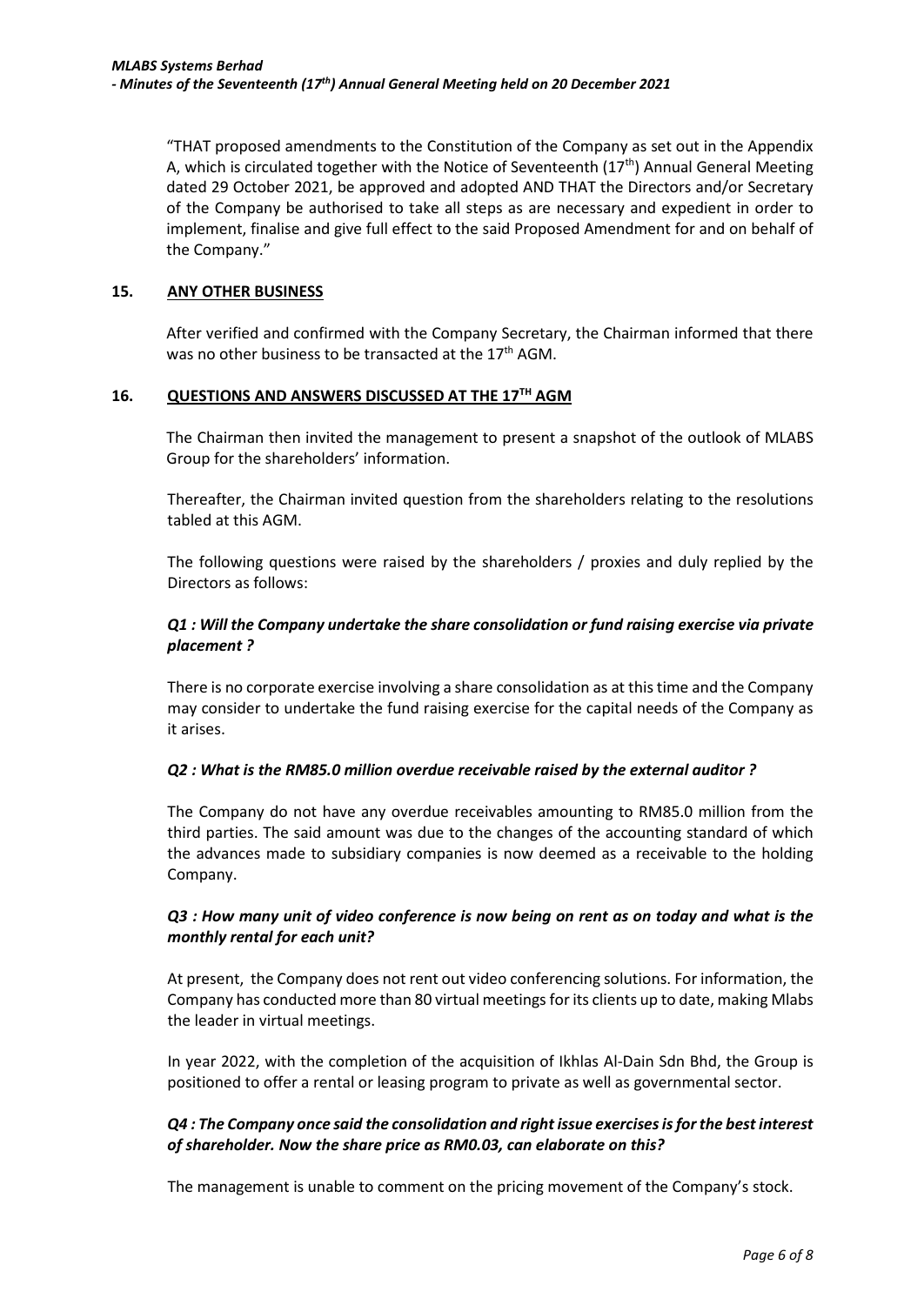"THAT proposed amendments to the Constitution of the Company as set out in the Appendix A, which is circulated together with the Notice of Seventeenth (17th) Annual General Meeting dated 29 October 2021, be approved and adopted AND THAT the Directors and/or Secretary of the Company be authorised to take all steps as are necessary and expedient in order to implement, finalise and give full effect to the said Proposed Amendment for and on behalf of the Company."

## 15. ANY OTHER BUSINESS

After verified and confirmed with the Company Secretary, the Chairman informed that there was no other business to be transacted at the 17th AGM.

## 16. QUESTIONS AND ANSWERS DISCUSSED AT THE 17TH AGM

The Chairman then invited the management to present a snapshot of the outlook of MLABS Group for the shareholders' information.

Thereafter, the Chairman invited question from the shareholders relating to the resolutions tabled at this AGM.

The following questions were raised by the shareholders / proxies and duly replied by the Directors as follows:

***Q1 : Will the Company undertake the share consolidation or fund raising exercise via private placement ?***

There is no corporate exercise involving a share consolidation as at this time and the Company may consider to undertake the fund raising exercise for the capital needs of the Company as it arises.

***Q2 : What is the RM85.0 million overdue receivable raised by the external auditor ?***

The Company do not have any overdue receivables amounting to RM85.0 million from the third parties. The said amount was due to the changes of the accounting standard of which the advances made to subsidiary companies is now deemed as a receivable to the holding Company.

***Q3 : How many unit of video conference is now being on rent as on today and what is the monthly rental for each unit?***

At present, the Company does not rent out video conferencing solutions. For information, the Company has conducted more than 80 virtual meetings for its clients up to date, making Mlabs the leader in virtual meetings.

In year 2022, with the completion of the acquisition of Ikhlas Al-Dain Sdn Bhd, the Group is positioned to offer a rental or leasing program to private as well as governmental sector.

***Q4 : The Company once said the consolidation and right issue exercises is for the best interest of shareholder. Now the share price as RM0.03, can elaborate on this?***

The management is unable to comment on the pricing movement of the Company's stock.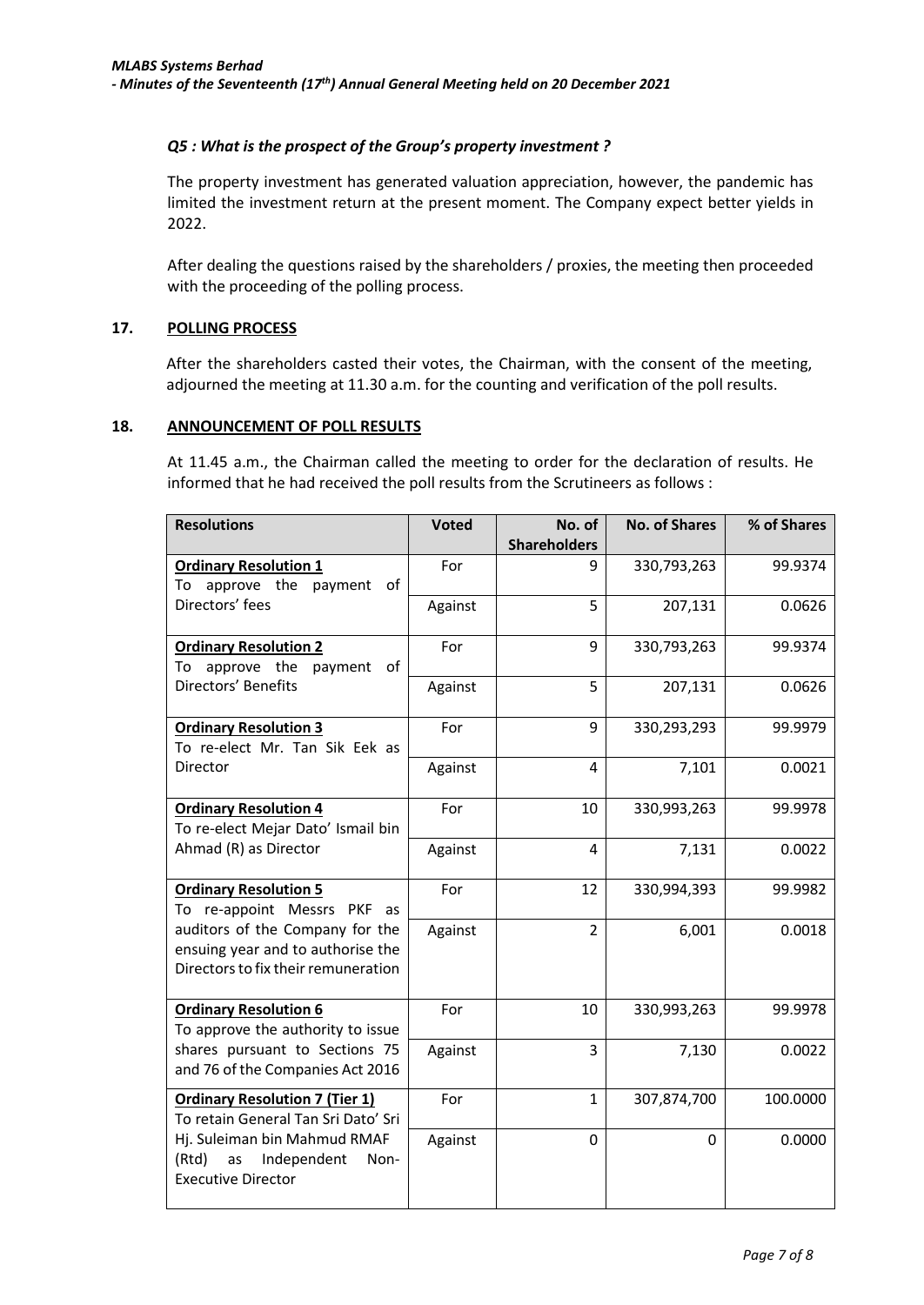### *Q5 : What is the prospect of the Group's property investment ?*

The property investment has generated valuation appreciation, however, the pandemic has limited the investment return at the present moment. The Company expect better yields in 2022.

After dealing the questions raised by the shareholders / proxies, the meeting then proceeded with the proceeding of the polling process.

## 17. POLLING PROCESS

After the shareholders casted their votes, the Chairman, with the consent of the meeting, adjourned the meeting at 11.30 a.m. for the counting and verification of the poll results.

## 18. ANNOUNCEMENT OF POLL RESULTS

At 11.45 a.m., the Chairman called the meeting to order for the declaration of results. He informed that he had received the poll results from the Scrutineers as follows :

| Resolutions | Voted | No. of Shareholders | No. of Shares | % of Shares |
|---|---|---|---|---|
| **Ordinary Resolution 1**<br>To approve the payment of Directors' fees | For | 9 | 330,793,263 | 99.9374 |
| | Against | 5 | 207,131 | 0.0626 |
| **Ordinary Resolution 2**<br>To approve the payment of Directors' Benefits | For | 9 | 330,793,263 | 99.9374 |
| | Against | 5 | 207,131 | 0.0626 |
| **Ordinary Resolution 3**<br>To re-elect Mr. Tan Sik Eek as Director | For | 9 | 330,293,293 | 99.9979 |
| | Against | 4 | 7,101 | 0.0021 |
| **Ordinary Resolution 4**<br>To re-elect Mejar Dato' Ismail bin Ahmad (R) as Director | For | 10 | 330,993,263 | 99.9978 |
| | Against | 4 | 7,131 | 0.0022 |
| **Ordinary Resolution 5**<br>To re-appoint Messrs PKF as auditors of the Company for the ensuing year and to authorise the Directors to fix their remuneration | For | 12 | 330,994,393 | 99.9982 |
| | Against | 2 | 6,001 | 0.0018 |
| **Ordinary Resolution 6**<br>To approve the authority to issue shares pursuant to Sections 75 and 76 of the Companies Act 2016 | For | 10 | 330,993,263 | 99.9978 |
| | Against | 3 | 7,130 | 0.0022 |
| **Ordinary Resolution 7 (Tier 1)**<br>To retain General Tan Sri Dato' Sri Hj. Suleiman bin Mahmud RMAF (Rtd) as Independent Non-Executive Director | For | 1 | 307,874,700 | 100.0000 |
| | Against | 0 | 0 | 0.0000 |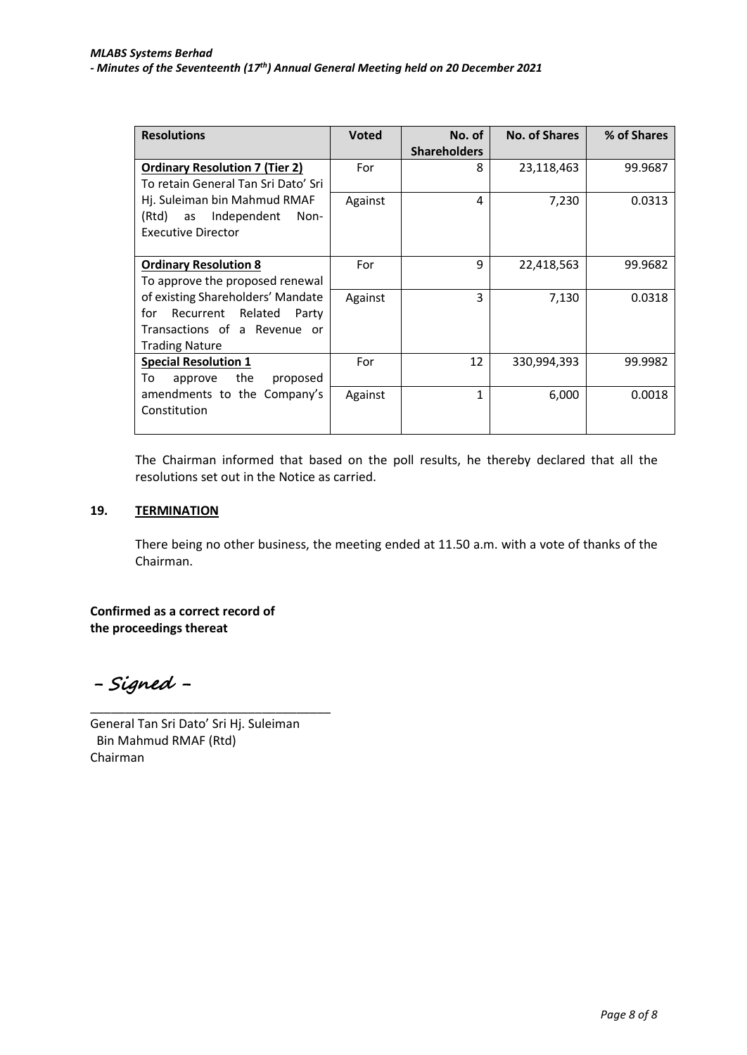| Resolutions | Voted | No. of Shareholders | No. of Shares | % of Shares |
|---|---|---|---|---|
| **Ordinary Resolution 7 (Tier 2)** To retain General Tan Sri Dato' Sri Hj. Suleiman bin Mahmud RMAF (Rtd) as Independent Non-Executive Director | For | 8 | 23,118,463 | 99.9687 |
| | Against | 4 | 7,230 | 0.0313 |
| **Ordinary Resolution 8** To approve the proposed renewal of existing Shareholders' Mandate for Recurrent Related Party Transactions of a Revenue or Trading Nature | For | 9 | 22,418,563 | 99.9682 |
| | Against | 3 | 7,130 | 0.0318 |
| **Special Resolution 1** To approve the proposed amendments to the Company's Constitution | For | 12 | 330,994,393 | 99.9982 |
| | Against | 1 | 6,000 | 0.0018 |

The Chairman informed that based on the poll results, he thereby declared that all the resolutions set out in the Notice as carried.

## 19. TERMINATION

There being no other business, the meeting ended at 11.50 a.m. with a vote of thanks of the Chairman.

**Confirmed as a correct record of the proceedings thereat**

*- Signed -*

\_\_\_\_\_\_\_\_\_\_\_\_\_\_\_\_\_\_\_\_\_\_\_\_\_\_\_\_\_\_\_\_\_\_\_

General Tan Sri Dato' Sri Hj. Suleiman Bin Mahmud RMAF (Rtd)
Chairman